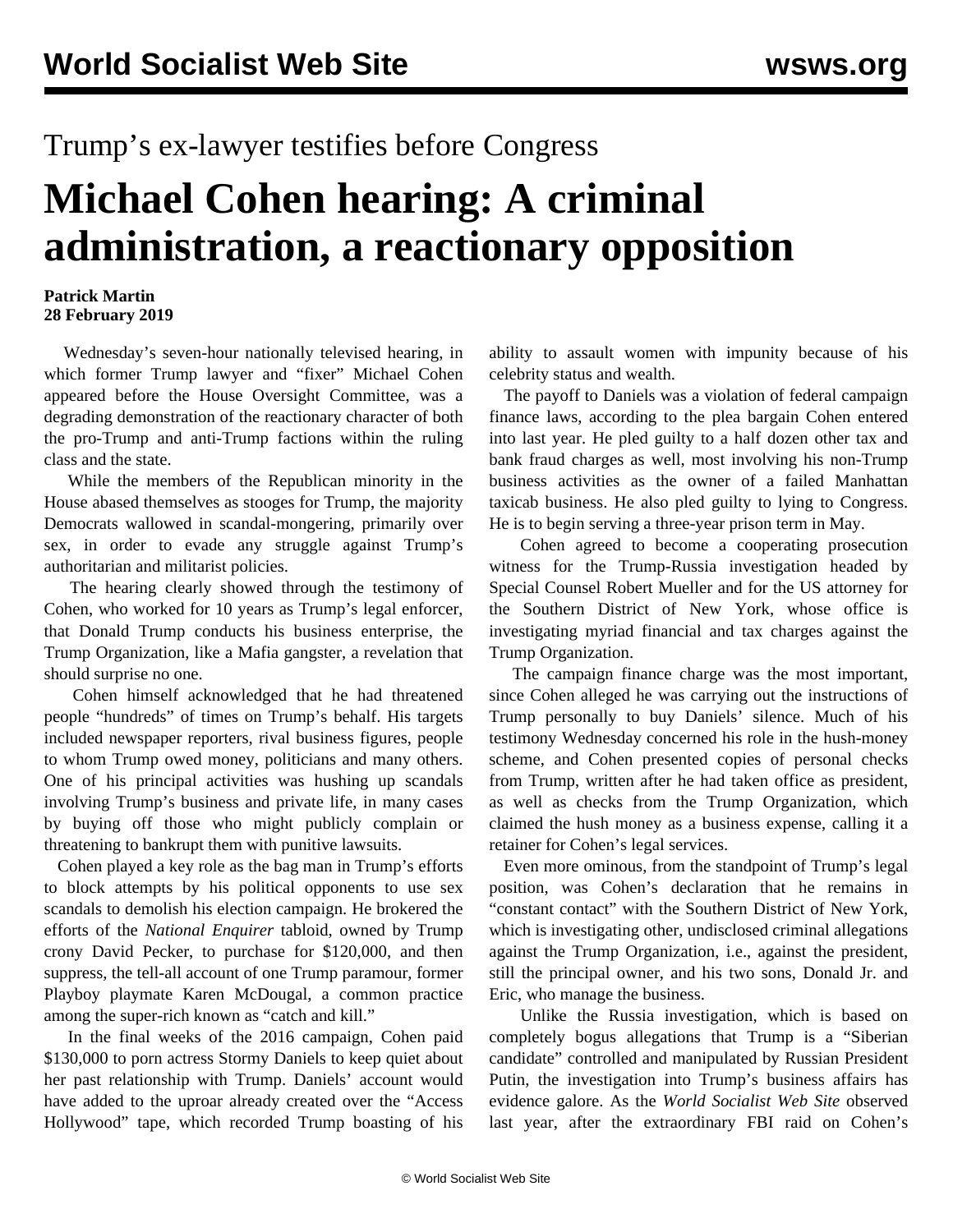## Trump's ex-lawyer testifies before Congress

# Michael Cohen hearing: A criminal administration, a reactionary opposition

**Patrick Martin**
**28 February 2019**

Wednesday's seven-hour nationally televised hearing, in which former Trump lawyer and "fixer" Michael Cohen appeared before the House Oversight Committee, was a degrading demonstration of the reactionary character of both the pro-Trump and anti-Trump factions within the ruling class and the state.

While the members of the Republican minority in the House abased themselves as stooges for Trump, the majority Democrats wallowed in scandal-mongering, primarily over sex, in order to evade any struggle against Trump's authoritarian and militarist policies.

The hearing clearly showed through the testimony of Cohen, who worked for 10 years as Trump's legal enforcer, that Donald Trump conducts his business enterprise, the Trump Organization, like a Mafia gangster, a revelation that should surprise no one.

Cohen himself acknowledged that he had threatened people "hundreds" of times on Trump's behalf. His targets included newspaper reporters, rival business figures, people to whom Trump owed money, politicians and many others. One of his principal activities was hushing up scandals involving Trump's business and private life, in many cases by buying off those who might publicly complain or threatening to bankrupt them with punitive lawsuits.

Cohen played a key role as the bag man in Trump's efforts to block attempts by his political opponents to use sex scandals to demolish his election campaign. He brokered the efforts of the *National Enquirer* tabloid, owned by Trump crony David Pecker, to purchase for $120,000, and then suppress, the tell-all account of one Trump paramour, former Playboy playmate Karen McDougal, a common practice among the super-rich known as "catch and kill."

In the final weeks of the 2016 campaign, Cohen paid $130,000 to porn actress Stormy Daniels to keep quiet about her past relationship with Trump. Daniels' account would have added to the uproar already created over the "Access Hollywood" tape, which recorded Trump boasting of his ability to assault women with impunity because of his celebrity status and wealth.

The payoff to Daniels was a violation of federal campaign finance laws, according to the plea bargain Cohen entered into last year. He pled guilty to a half dozen other tax and bank fraud charges as well, most involving his non-Trump business activities as the owner of a failed Manhattan taxicab business. He also pled guilty to lying to Congress. He is to begin serving a three-year prison term in May.

Cohen agreed to become a cooperating prosecution witness for the Trump-Russia investigation headed by Special Counsel Robert Mueller and for the US attorney for the Southern District of New York, whose office is investigating myriad financial and tax charges against the Trump Organization.

The campaign finance charge was the most important, since Cohen alleged he was carrying out the instructions of Trump personally to buy Daniels' silence. Much of his testimony Wednesday concerned his role in the hush-money scheme, and Cohen presented copies of personal checks from Trump, written after he had taken office as president, as well as checks from the Trump Organization, which claimed the hush money as a business expense, calling it a retainer for Cohen's legal services.

Even more ominous, from the standpoint of Trump's legal position, was Cohen's declaration that he remains in "constant contact" with the Southern District of New York, which is investigating other, undisclosed criminal allegations against the Trump Organization, i.e., against the president, still the principal owner, and his two sons, Donald Jr. and Eric, who manage the business.

Unlike the Russia investigation, which is based on completely bogus allegations that Trump is a "Siberian candidate" controlled and manipulated by Russian President Putin, the investigation into Trump's business affairs has evidence galore. As the *World Socialist Web Site* observed last year, after the extraordinary FBI raid on Cohen's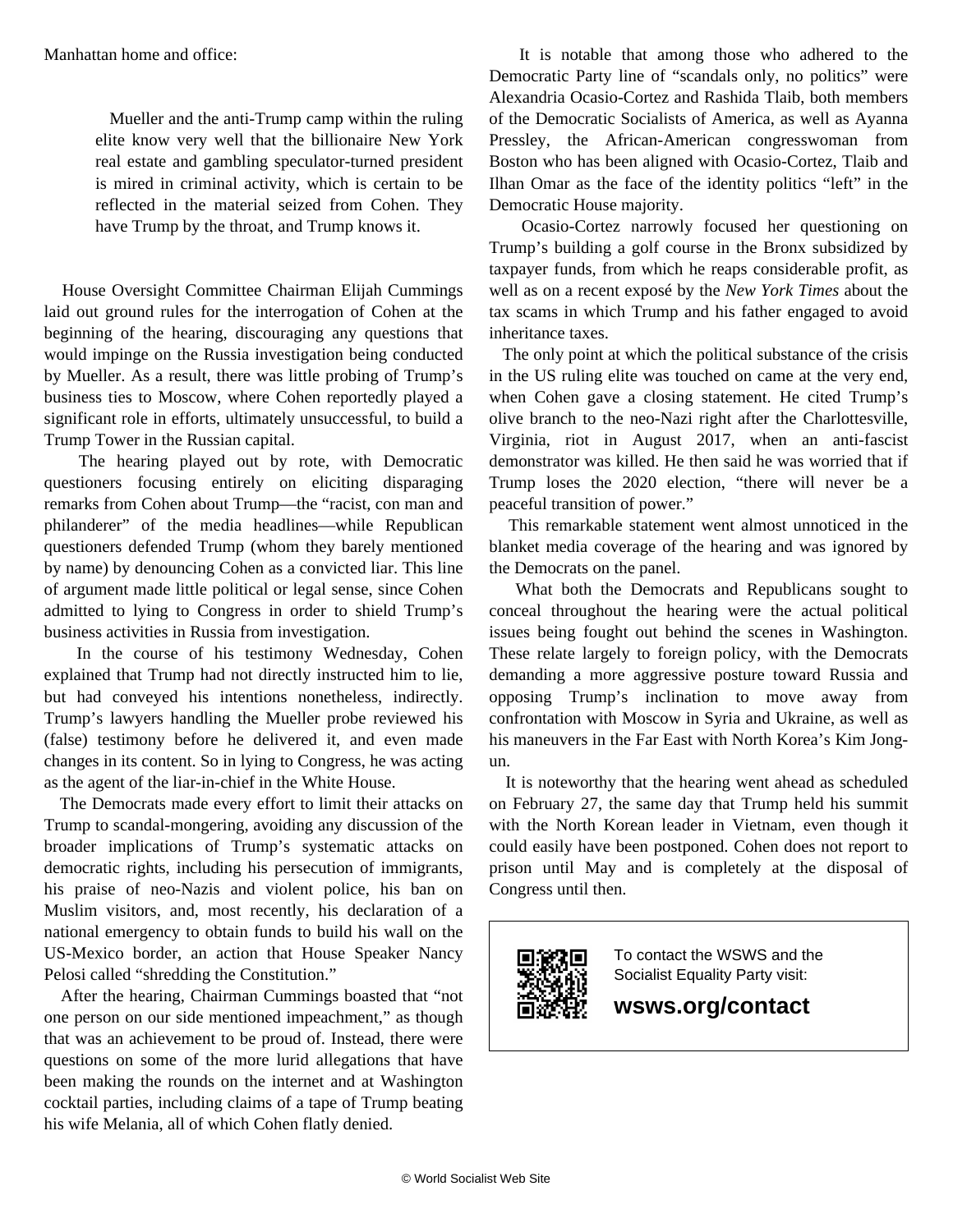Manhattan home and office:

> Mueller and the anti-Trump camp within the ruling elite know very well that the billionaire New York real estate and gambling speculator-turned president is mired in criminal activity, which is certain to be reflected in the material seized from Cohen. They have Trump by the throat, and Trump knows it.

House Oversight Committee Chairman Elijah Cummings laid out ground rules for the interrogation of Cohen at the beginning of the hearing, discouraging any questions that would impinge on the Russia investigation being conducted by Mueller. As a result, there was little probing of Trump's business ties to Moscow, where Cohen reportedly played a significant role in efforts, ultimately unsuccessful, to build a Trump Tower in the Russian capital.

The hearing played out by rote, with Democratic questioners focusing entirely on eliciting disparaging remarks from Cohen about Trump—the "racist, con man and philanderer" of the media headlines—while Republican questioners defended Trump (whom they barely mentioned by name) by denouncing Cohen as a convicted liar. This line of argument made little political or legal sense, since Cohen admitted to lying to Congress in order to shield Trump's business activities in Russia from investigation.

In the course of his testimony Wednesday, Cohen explained that Trump had not directly instructed him to lie, but had conveyed his intentions nonetheless, indirectly. Trump's lawyers handling the Mueller probe reviewed his (false) testimony before he delivered it, and even made changes in its content. So in lying to Congress, he was acting as the agent of the liar-in-chief in the White House.

The Democrats made every effort to limit their attacks on Trump to scandal-mongering, avoiding any discussion of the broader implications of Trump's systematic attacks on democratic rights, including his persecution of immigrants, his praise of neo-Nazis and violent police, his ban on Muslim visitors, and, most recently, his declaration of a national emergency to obtain funds to build his wall on the US-Mexico border, an action that House Speaker Nancy Pelosi called "shredding the Constitution."

After the hearing, Chairman Cummings boasted that "not one person on our side mentioned impeachment," as though that was an achievement to be proud of. Instead, there were questions on some of the more lurid allegations that have been making the rounds on the internet and at Washington cocktail parties, including claims of a tape of Trump beating his wife Melania, all of which Cohen flatly denied.

It is notable that among those who adhered to the Democratic Party line of "scandals only, no politics" were Alexandria Ocasio-Cortez and Rashida Tlaib, both members of the Democratic Socialists of America, as well as Ayanna Pressley, the African-American congresswoman from Boston who has been aligned with Ocasio-Cortez, Tlaib and Ilhan Omar as the face of the identity politics "left" in the Democratic House majority.

Ocasio-Cortez narrowly focused her questioning on Trump's building a golf course in the Bronx subsidized by taxpayer funds, from which he reaps considerable profit, as well as on a recent exposé by the *New York Times* about the tax scams in which Trump and his father engaged to avoid inheritance taxes.

The only point at which the political substance of the crisis in the US ruling elite was touched on came at the very end, when Cohen gave a closing statement. He cited Trump's olive branch to the neo-Nazi right after the Charlottesville, Virginia, riot in August 2017, when an anti-fascist demonstrator was killed. He then said he was worried that if Trump loses the 2020 election, "there will never be a peaceful transition of power."

This remarkable statement went almost unnoticed in the blanket media coverage of the hearing and was ignored by the Democrats on the panel.

What both the Democrats and Republicans sought to conceal throughout the hearing were the actual political issues being fought out behind the scenes in Washington. These relate largely to foreign policy, with the Democrats demanding a more aggressive posture toward Russia and opposing Trump's inclination to move away from confrontation with Moscow in Syria and Ukraine, as well as his maneuvers in the Far East with North Korea's Kim Jong-un.

It is noteworthy that the hearing went ahead as scheduled on February 27, the same day that Trump held his summit with the North Korean leader in Vietnam, even though it could easily have been postponed. Cohen does not report to prison until May and is completely at the disposal of Congress until then.

To contact the WSWS and the Socialist Equality Party visit:

**wsws.org/contact**